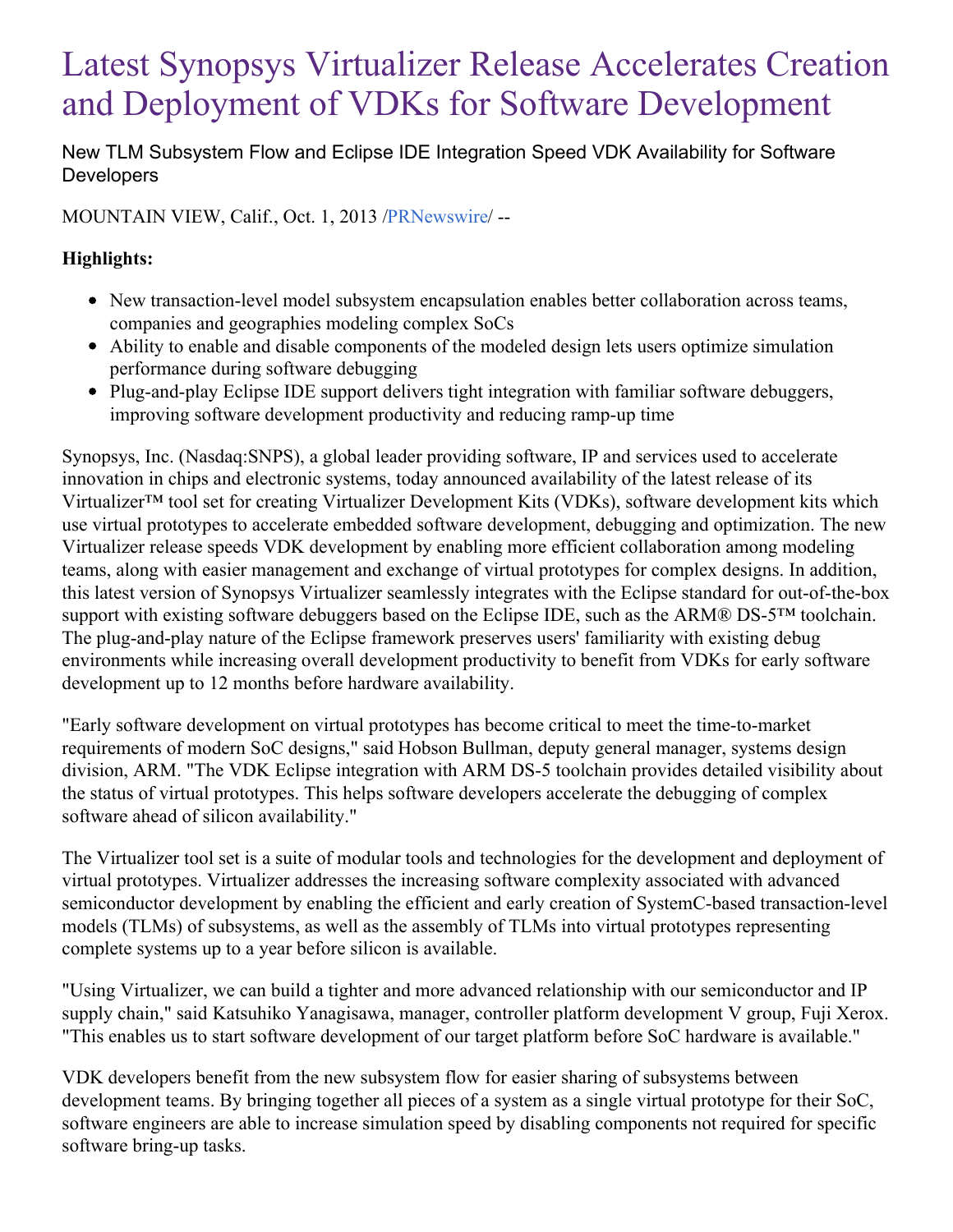# Latest Synopsys Virtualizer Release Accelerates Creation and Deployment of VDKs for Software Development

## New TLM Subsystem Flow and Eclipse IDE Integration Speed VDK Availability for Software Developers

MOUNTAIN VIEW, Calif., Oct. 1, 2013 /PRNewswire/ --

**Highlights:**

- New transaction-level model subsystem encapsulation enables better collaboration across teams, companies and geographies modeling complex SoCs
- Ability to enable and disable components of the modeled design lets users optimize simulation performance during software debugging
- Plug-and-play Eclipse IDE support delivers tight integration with familiar software debuggers, improving software development productivity and reducing ramp-up time

Synopsys, Inc. (Nasdaq:SNPS), a global leader providing software, IP and services used to accelerate innovation in chips and electronic systems, today announced availability of the latest release of its Virtualizer™ tool set for creating Virtualizer Development Kits (VDKs), software development kits which use virtual prototypes to accelerate embedded software development, debugging and optimization. The new Virtualizer release speeds VDK development by enabling more efficient collaboration among modeling teams, along with easier management and exchange of virtual prototypes for complex designs. In addition, this latest version of Synopsys Virtualizer seamlessly integrates with the Eclipse standard for out-of-the-box support with existing software debuggers based on the Eclipse IDE, such as the ARM® DS-5™ toolchain. The plug-and-play nature of the Eclipse framework preserves users' familiarity with existing debug environments while increasing overall development productivity to benefit from VDKs for early software development up to 12 months before hardware availability.

"Early software development on virtual prototypes has become critical to meet the time-to-market requirements of modern SoC designs," said Hobson Bullman, deputy general manager, systems design division, ARM. "The VDK Eclipse integration with ARM DS-5 toolchain provides detailed visibility about the status of virtual prototypes. This helps software developers accelerate the debugging of complex software ahead of silicon availability."

The Virtualizer tool set is a suite of modular tools and technologies for the development and deployment of virtual prototypes. Virtualizer addresses the increasing software complexity associated with advanced semiconductor development by enabling the efficient and early creation of SystemC-based transaction-level models (TLMs) of subsystems, as well as the assembly of TLMs into virtual prototypes representing complete systems up to a year before silicon is available.

"Using Virtualizer, we can build a tighter and more advanced relationship with our semiconductor and IP supply chain," said Katsuhiko Yanagisawa, manager, controller platform development V group, Fuji Xerox. "This enables us to start software development of our target platform before SoC hardware is available."

VDK developers benefit from the new subsystem flow for easier sharing of subsystems between development teams. By bringing together all pieces of a system as a single virtual prototype for their SoC, software engineers are able to increase simulation speed by disabling components not required for specific software bring-up tasks.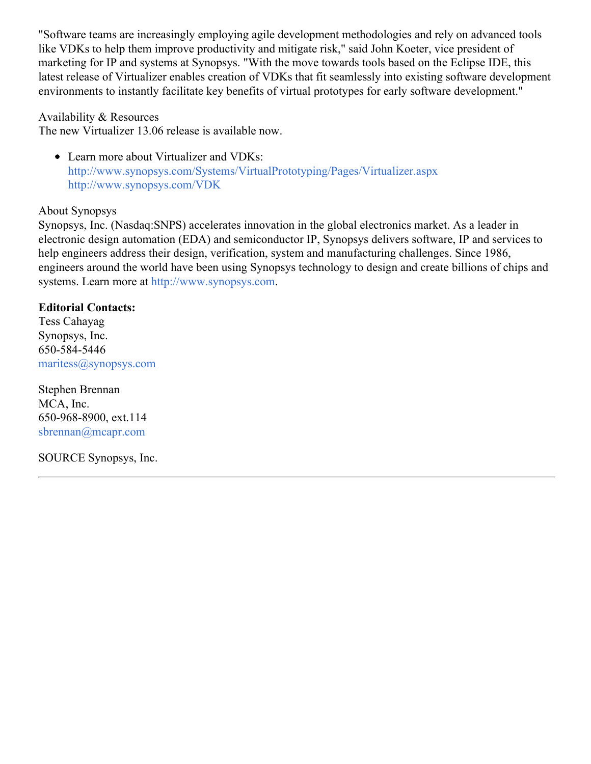"Software teams are increasingly employing agile development methodologies and rely on advanced tools like VDKs to help them improve productivity and mitigate risk," said John Koeter, vice president of marketing for IP and systems at Synopsys. "With the move towards tools based on the Eclipse IDE, this latest release of Virtualizer enables creation of VDKs that fit seamlessly into existing software development environments to instantly facilitate key benefits of virtual prototypes for early software development."

Availability & Resources
The new Virtualizer 13.06 release is available now.

- Learn more about Virtualizer and VDKs:
  http://www.synopsys.com/Systems/VirtualPrototyping/Pages/Virtualizer.aspx
  http://www.synopsys.com/VDK

About Synopsys
Synopsys, Inc. (Nasdaq:SNPS) accelerates innovation in the global electronics market. As a leader in electronic design automation (EDA) and semiconductor IP, Synopsys delivers software, IP and services to help engineers address their design, verification, system and manufacturing challenges. Since 1986, engineers around the world have been using Synopsys technology to design and create billions of chips and systems. Learn more at http://www.synopsys.com.

**Editorial Contacts:**
Tess Cahayag
Synopsys, Inc.
650-584-5446
maritess@synopsys.com

Stephen Brennan
MCA, Inc.
650-968-8900, ext.114
sbrennan@mcapr.com

SOURCE Synopsys, Inc.